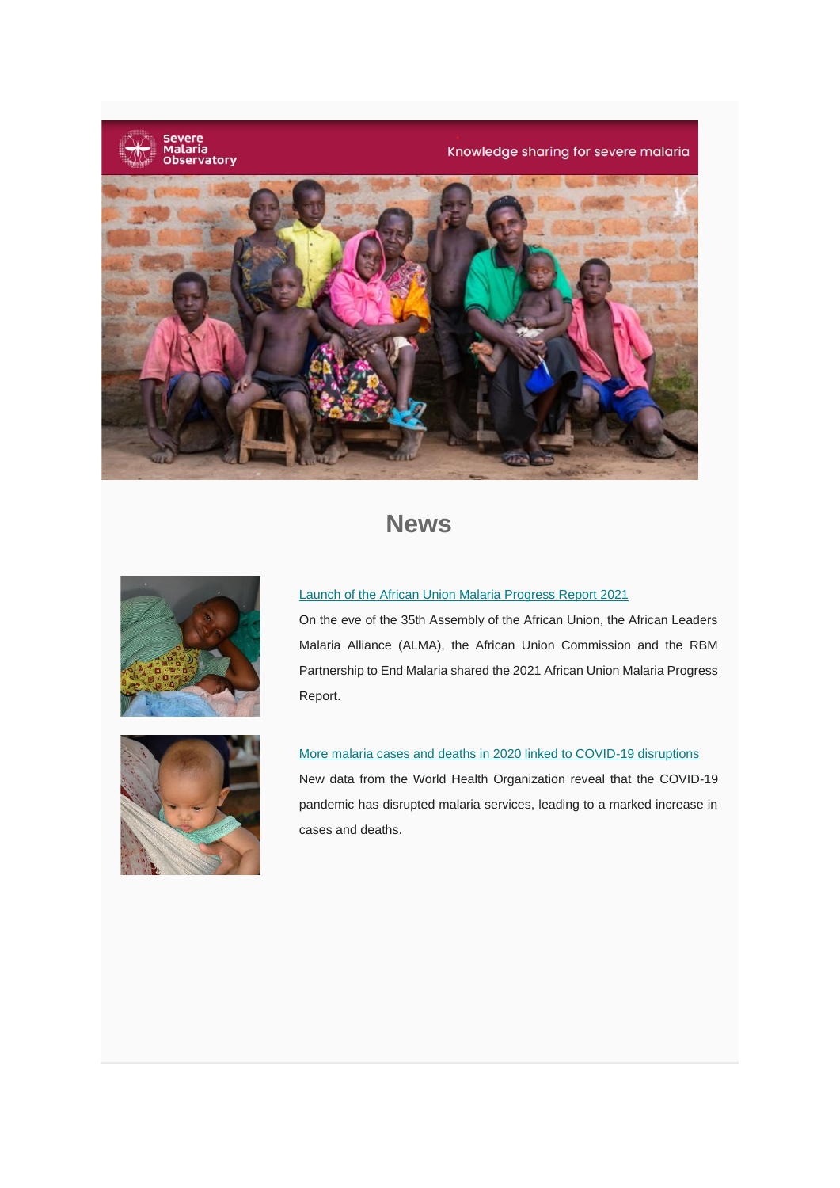Severe Malaria Observatory

Knowledge sharing for severe malaria

# News

Launch of the African Union Malaria Progress Report 2021

On the eve of the 35th Assembly of the African Union, the African Leaders Malaria Alliance (ALMA), the African Union Commission and the RBM Partnership to End Malaria shared the 2021 African Union Malaria Progress Report.

More malaria cases and deaths in 2020 linked to COVID-19 disruptions

New data from the World Health Organization reveal that the COVID-19 pandemic has disrupted malaria services, leading to a marked increase in cases and deaths.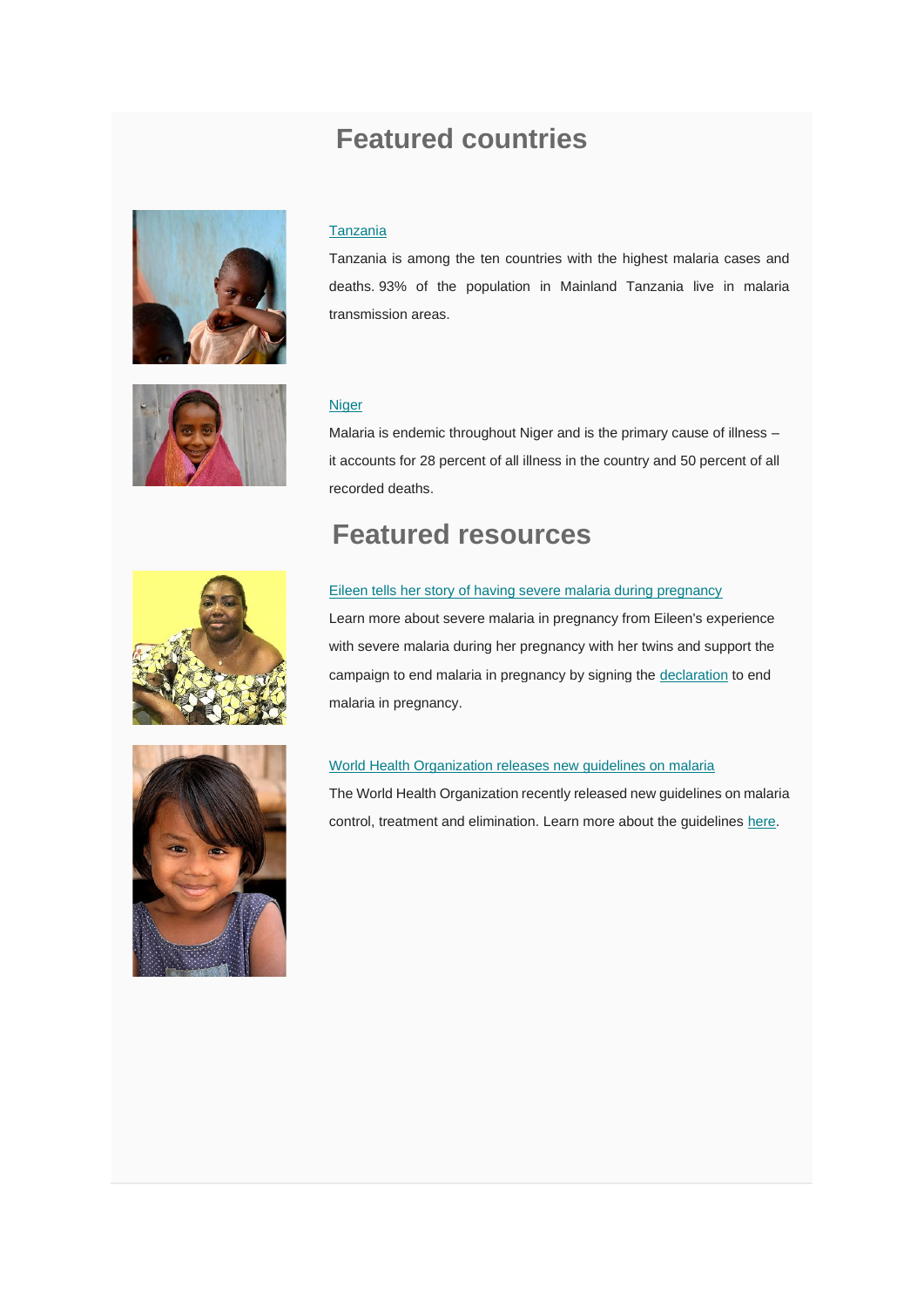## Featured countries

[Tanzania]

Tanzania is among the ten countries with the highest malaria cases and deaths. 93% of the population in Mainland Tanzania live in malaria transmission areas.

[Niger]

Malaria is endemic throughout Niger and is the primary cause of illness – it accounts for 28 percent of all illness in the country and 50 percent of all recorded deaths.

## Featured resources

[Eileen tells her story of having severe malaria during pregnancy]

Learn more about severe malaria in pregnancy from Eileen's experience with severe malaria during her pregnancy with her twins and support the campaign to end malaria in pregnancy by signing the [declaration] to end malaria in pregnancy.

[World Health Organization releases new guidelines on malaria]

The World Health Organization recently released new guidelines on malaria control, treatment and elimination. Learn more about the guidelines [here].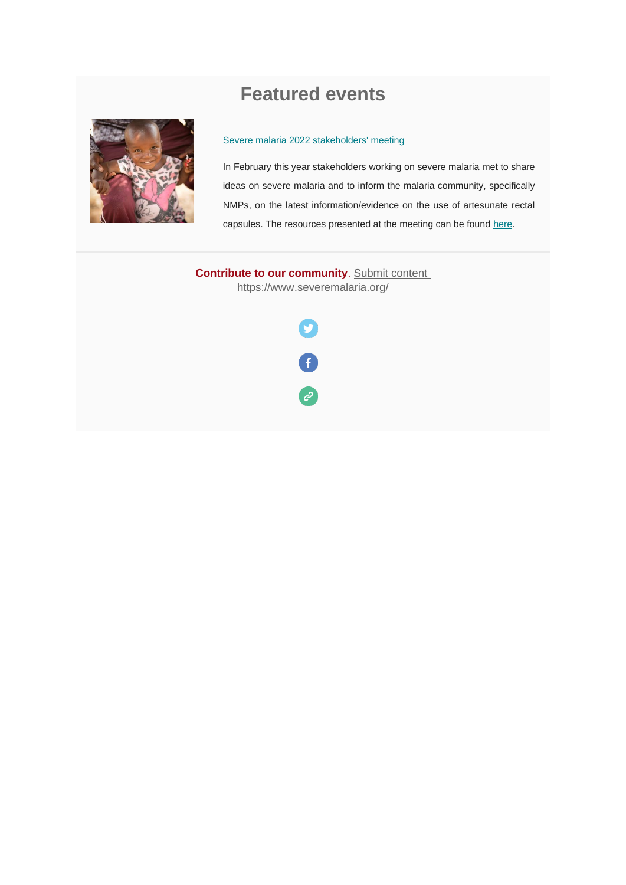# Featured events

Severe malaria 2022 stakeholders' meeting

In February this year stakeholders working on severe malaria met to share ideas on severe malaria and to inform the malaria community, specifically NMPs, on the latest information/evidence on the use of artesunate rectal capsules. The resources presented at the meeting can be found here.

**Contribute to our community**. Submit content https://www.severemalaria.org/